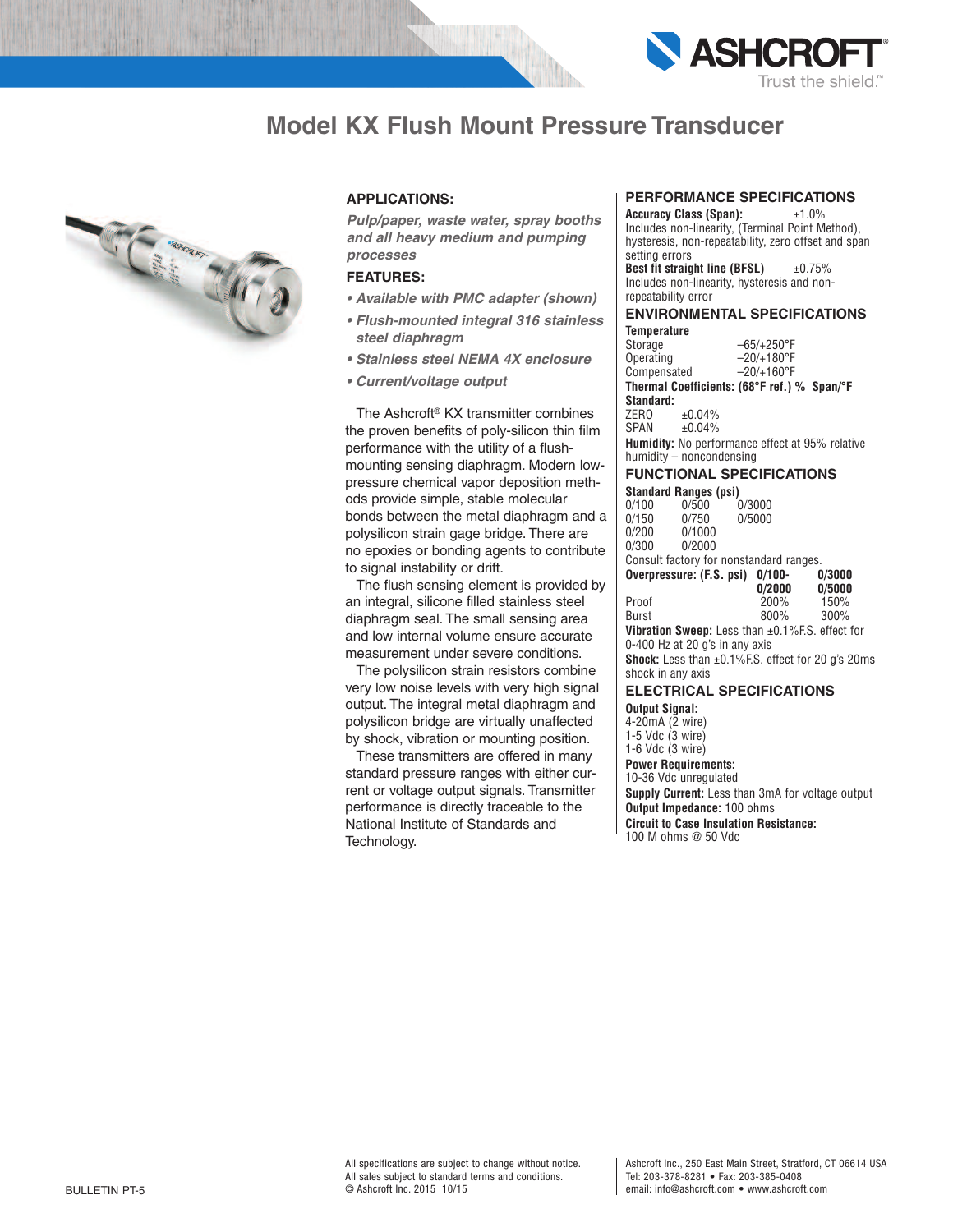# Model KX Flush Mount Pressure Transducer

## APPLICATIONS:

*Pulp/paper, waste water, spray booths and all heavy medium and pumping processes*

## FEATURES:

- *Available with PMC adapter (shown)*
- *Flush-mounted integral 316 stainless steel diaphragm*
- *Stainless steel NEMA 4X enclosure*
- *Current/voltage output*

The Ashcroft® KX transmitter combines the proven benefits of poly-silicon thin film performance with the utility of a flush-mounting sensing diaphragm. Modern low-pressure chemical vapor deposition methods provide simple, stable molecular bonds between the metal diaphragm and a polysilicon strain gage bridge. There are no epoxies or bonding agents to contribute to signal instability or drift.

The flush sensing element is provided by an integral, silicone filled stainless steel diaphragm seal. The small sensing area and low internal volume ensure accurate measurement under severe conditions.

The polysilicon strain resistors combine very low noise levels with very high signal output. The integral metal diaphragm and polysilicon bridge are virtually unaffected by shock, vibration or mounting position.

These transmitters are offered in many standard pressure ranges with either current or voltage output signals. Transmitter performance is directly traceable to the National Institute of Standards and Technology.

## PERFORMANCE SPECIFICATIONS

**Accuracy Class (Span):** ±1.0%
Includes non-linearity, (Terminal Point Method), hysteresis, non-repeatability, zero offset and span setting errors

**Best fit straight line (BFSL)** ±0.75%
Includes non-linearity, hysteresis and non-repeatability error

## ENVIRONMENTAL SPECIFICATIONS

**Temperature**

| | |
|---|---|
| Storage | –65/+250°F |
| Operating | –20/+180°F |
| Compensated | –20/+160°F |

**Thermal Coefficients: (68°F ref.) % Span/°F**
**Standard:**

| | |
|---|---|
| ZERO | ±0.04% |
| SPAN | ±0.04% |

**Humidity:** No performance effect at 95% relative humidity – noncondensing

## FUNCTIONAL SPECIFICATIONS

**Standard Ranges (psi)**

| | | |
|---|---|---|
| 0/100 | 0/500 | 0/3000 |
| 0/150 | 0/750 | 0/5000 |
| 0/200 | 0/1000 | |
| 0/300 | 0/2000 | |

Consult factory for nonstandard ranges.

| Overpressure: (F.S. psi) | 0/100-0/2000 | 0/3000 0/5000 |
|---|---|---|
| Proof | 200% | 150% |
| Burst | 800% | 300% |

**Vibration Sweep:** Less than ±0.1%F.S. effect for 0-400 Hz at 20 g's in any axis

**Shock:** Less than ±0.1%F.S. effect for 20 g's 20ms shock in any axis

## ELECTRICAL SPECIFICATIONS

**Output Signal:**
4-20mA (2 wire)
1-5 Vdc (3 wire)
1-6 Vdc (3 wire)

**Power Requirements:**
10-36 Vdc unregulated

**Supply Current:** Less than 3mA for voltage output

**Output Impedance:** 100 ohms

**Circuit to Case Insulation Resistance:**
100 M ohms @ 50 Vdc

All specifications are subject to change without notice.
All sales subject to standard terms and conditions.
© Ashcroft Inc. 2015 10/15

Ashcroft Inc., 250 East Main Street, Stratford, CT 06614 USA
Tel: 203-378-8281 • Fax: 203-385-0408
email: info@ashcroft.com • www.ashcroft.com

BULLETIN PT-5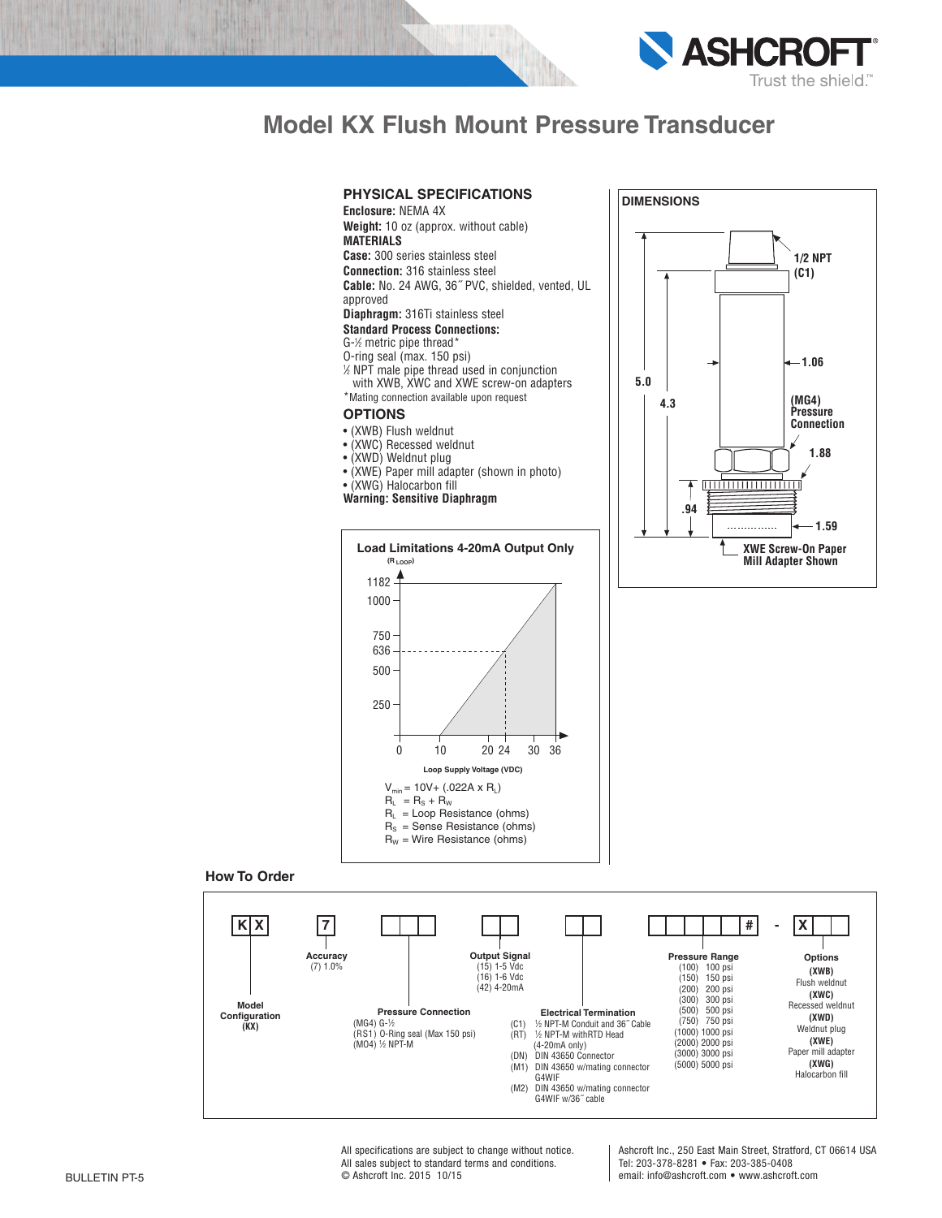# Model KX Flush Mount Pressure Transducer

## PHYSICAL SPECIFICATIONS

**Enclosure:** NEMA 4X

**Weight:** 10 oz (approx. without cable)

**MATERIALS**

**Case:** 300 series stainless steel

**Connection:** 316 stainless steel

**Cable:** No. 24 AWG, 36˝ PVC, shielded, vented, UL approved

**Diaphragm:** 316Ti stainless steel

**Standard Process Connections:**

G-½ metric pipe thread*

O-ring seal (max. 150 psi)

½ NPT male pipe thread used in conjunction with XWB, XWC and XWE screw-on adapters

*Mating connection available upon request

## OPTIONS

- (XWB) Flush weldnut
- (XWC) Recessed weldnut
- (XWD) Weldnut plug
- (XWE) Paper mill adapter (shown in photo)
- (XWG) Halocarbon fill

**Warning: Sensitive Diaphragm**

## DIMENSIONS

1/2 NPT (C1)

5.0

4.3

1.06

(MG4) Pressure Connection

1.88

.94

1.59

XWE Screw-On Paper Mill Adapter Shown

## Load Limitations 4-20mA Output Only

($R_{LOOP}$)

1182
1000
750
636
500
250

0 10 20 24 30 36

Loop Supply Voltage (VDC)

$V_{min}$ = 10V+ (.022A x $R_L$)

$R_L$ = $R_S$ + $R_W$

$R_L$ = Loop Resistance (ohms)

$R_S$ = Sense Resistance (ohms)

$R_W$ = Wire Resistance (ohms)

## How To Order

KX | 7 | ☐☐☐ | ☐☐ | ☐☐ | ☐☐☐☐☐# - X☐☐

**Model Configuration (KX)**

**Accuracy**
(7) 1.0%

**Pressure Connection**
(MG4) G-½
(RS1) O-Ring seal (Max 150 psi)
(MO4) ½ NPT-M

**Output Signal**
(15) 1-5 Vdc
(16) 1-6 Vdc
(42) 4-20mA

**Electrical Termination**
(C1) ½ NPT-M Conduit and 36˝ Cable
(RT) ½ NPT-M withRTD Head (4-20mA only)
(DN) DIN 43650 Connector
(M1) DIN 43650 w/mating connector G4WIF
(M2) DIN 43650 w/mating connector G4WIF w/36˝ cable

**Pressure Range**
(100) 100 psi
(150) 150 psi
(200) 200 psi
(300) 300 psi
(500) 500 psi
(750) 750 psi
(1000) 1000 psi
(2000) 2000 psi
(3000) 3000 psi
(5000) 5000 psi

**Options**
**(XWB)** Flush weldnut
**(XWC)** Recessed weldnut
**(XWD)** Weldnut plug
**(XWE)** Paper mill adapter
**(XWG)** Halocarbon fill

BULLETIN PT-5

All specifications are subject to change without notice.
All sales subject to standard terms and conditions.
© Ashcroft Inc. 2015 10/15

Ashcroft Inc., 250 East Main Street, Stratford, CT 06614 USA
Tel: 203-378-8281 • Fax: 203-385-0408
email: info@ashcroft.com • www.ashcroft.com